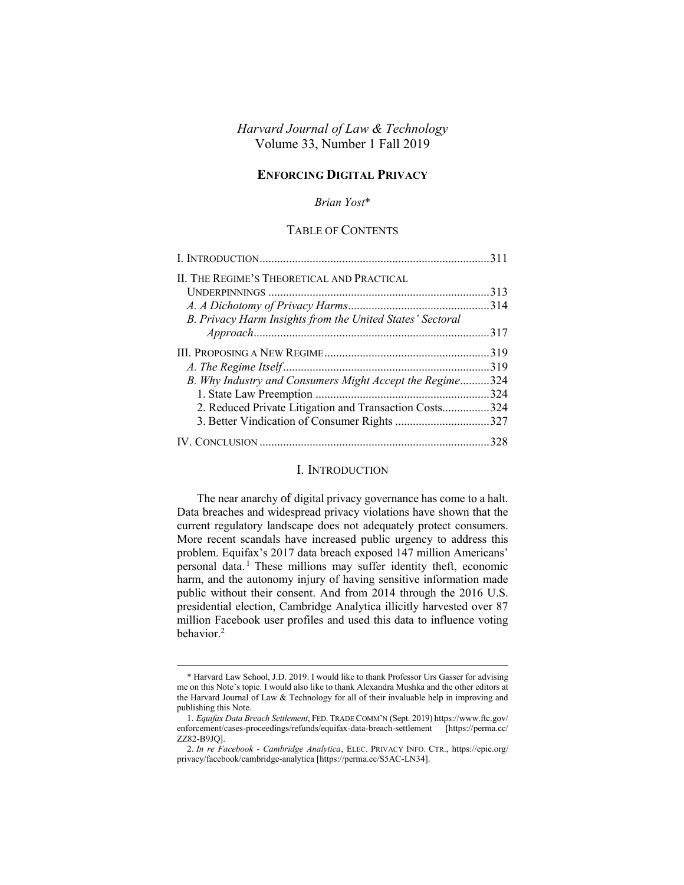*Harvard Journal of Law & Technology*
Volume 33, Number 1 Fall 2019

# ENFORCING DIGITAL PRIVACY

*Brian Yost**

## TABLE OF CONTENTS

I. INTRODUCTION .......... 311

II. THE REGIME'S THEORETICAL AND PRACTICAL UNDERPINNINGS .......... 313

*A. A Dichotomy of Privacy Harms* .......... 314

*B. Privacy Harm Insights from the United States' Sectoral Approach* .......... 317

III. PROPOSING A NEW REGIME .......... 319

*A. The Regime Itself* .......... 319

*B. Why Industry and Consumers Might Accept the Regime* .......... 324

1. State Law Preemption .......... 324

2. Reduced Private Litigation and Transaction Costs .......... 324

3. Better Vindication of Consumer Rights .......... 327

IV. CONCLUSION .......... 328

## I. INTRODUCTION

The near anarchy of digital privacy governance has come to a halt. Data breaches and widespread privacy violations have shown that the current regulatory landscape does not adequately protect consumers. More recent scandals have increased public urgency to address this problem. Equifax's 2017 data breach exposed 147 million Americans' personal data.[1] These millions may suffer identity theft, economic harm, and the autonomy injury of having sensitive information made public without their consent. And from 2014 through the 2016 U.S. presidential election, Cambridge Analytica illicitly harvested over 87 million Facebook user profiles and used this data to influence voting behavior.[2]

---

\* Harvard Law School, J.D. 2019. I would like to thank Professor Urs Gasser for advising me on this Note's topic. I would also like to thank Alexandra Mushka and the other editors at the Harvard Journal of Law & Technology for all of their invaluable help in improving and publishing this Note.

1. *Equifax Data Breach Settlement*, FED. TRADE COMM'N (Sept. 2019) https://www.ftc.gov/enforcement/cases-proceedings/refunds/equifax-data-breach-settlement [https://perma.cc/ZZ82-B9JQ].

2. *In re Facebook - Cambridge Analytica*, ELEC. PRIVACY INFO. CTR., https://epic.org/privacy/facebook/cambridge-analytica [https://perma.cc/S5AC-LN34].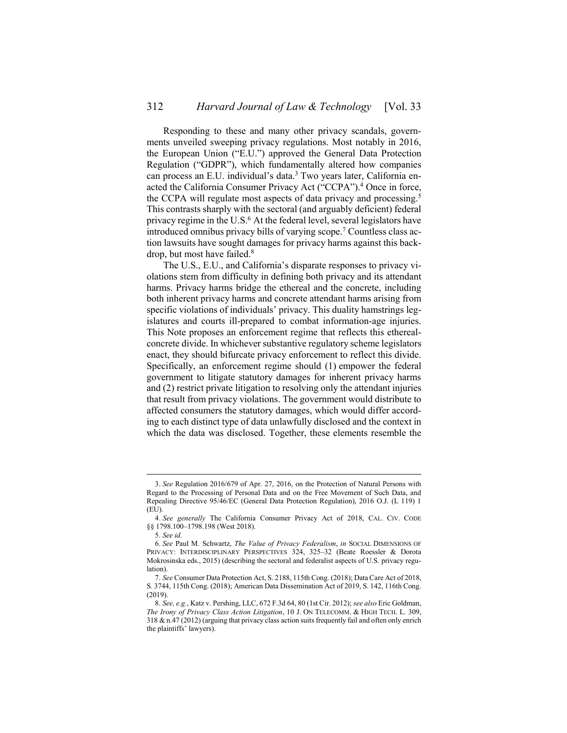Responding to these and many other privacy scandals, governments unveiled sweeping privacy regulations. Most notably in 2016, the European Union ("E.U.") approved the General Data Protection Regulation ("GDPR"), which fundamentally altered how companies can process an E.U. individual's data.[3] Two years later, California enacted the California Consumer Privacy Act ("CCPA").[4] Once in force, the CCPA will regulate most aspects of data privacy and processing.[5] This contrasts sharply with the sectoral (and arguably deficient) federal privacy regime in the U.S.[6] At the federal level, several legislators have introduced omnibus privacy bills of varying scope.[7] Countless class action lawsuits have sought damages for privacy harms against this backdrop, but most have failed.[8]

The U.S., E.U., and California's disparate responses to privacy violations stem from difficulty in defining both privacy and its attendant harms. Privacy harms bridge the ethereal and the concrete, including both inherent privacy harms and concrete attendant harms arising from specific violations of individuals' privacy. This duality hamstrings legislatures and courts ill-prepared to combat information-age injuries. This Note proposes an enforcement regime that reflects this ethereal-concrete divide. In whichever substantive regulatory scheme legislators enact, they should bifurcate privacy enforcement to reflect this divide. Specifically, an enforcement regime should (1) empower the federal government to litigate statutory damages for inherent privacy harms and (2) restrict private litigation to resolving only the attendant injuries that result from privacy violations. The government would distribute to affected consumers the statutory damages, which would differ according to each distinct type of data unlawfully disclosed and the context in which the data was disclosed. Together, these elements resemble the

---

3. *See* Regulation 2016/679 of Apr. 27, 2016, on the Protection of Natural Persons with Regard to the Processing of Personal Data and on the Free Movement of Such Data, and Repealing Directive 95/46/EC (General Data Protection Regulation), 2016 O.J. (L 119) 1 (EU).

4. *See generally* The California Consumer Privacy Act of 2018, CAL. CIV. CODE §§ 1798.100–1798.198 (West 2018).

5. *See id.*

6. *See* Paul M. Schwartz, *The Value of Privacy Federalism*, *in* SOCIAL DIMENSIONS OF PRIVACY: INTERDISCIPLINARY PERSPECTIVES 324, 325–32 (Beate Roessler & Dorota Mokrosinska eds., 2015) (describing the sectoral and federalist aspects of U.S. privacy regulation).

7. *See* Consumer Data Protection Act, S. 2188, 115th Cong. (2018); Data Care Act of 2018, S. 3744, 115th Cong. (2018); American Data Dissemination Act of 2019, S. 142, 116th Cong. (2019).

8. *See, e.g.*, Katz v. Pershing, LLC, 672 F.3d 64, 80 (1st Cir. 2012); *see also* Eric Goldman, *The Irony of Privacy Class Action Litigation*, 10 J. ON TELECOMM. & HIGH TECH. L. 309, 318 & n.47 (2012) (arguing that privacy class action suits frequently fail and often only enrich the plaintiffs' lawyers).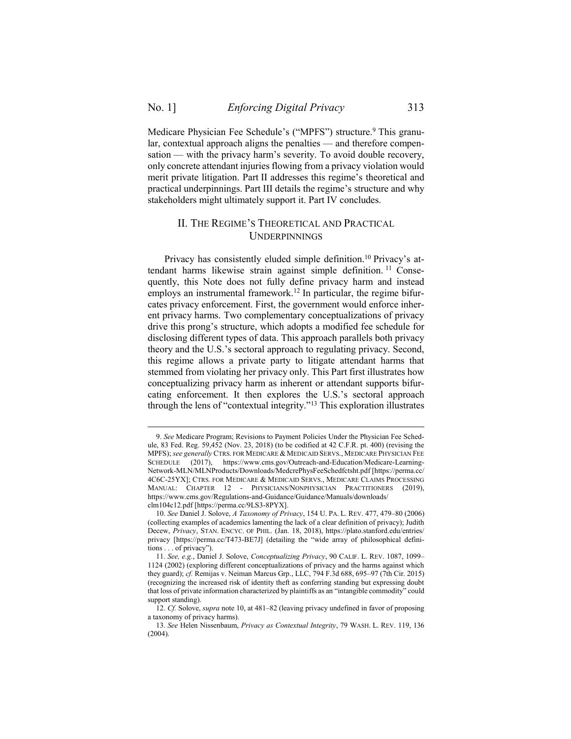Medicare Physician Fee Schedule's ("MPFS") structure.[9] This granular, contextual approach aligns the penalties — and therefore compensation — with the privacy harm's severity. To avoid double recovery, only concrete attendant injuries flowing from a privacy violation would merit private litigation. Part II addresses this regime's theoretical and practical underpinnings. Part III details the regime's structure and why stakeholders might ultimately support it. Part IV concludes.

## II. THE REGIME'S THEORETICAL AND PRACTICAL UNDERPINNINGS

Privacy has consistently eluded simple definition.[10] Privacy's attendant harms likewise strain against simple definition.[11] Consequently, this Note does not fully define privacy harm and instead employ an instrumental framework.[12] In particular, the regime bifurcates privacy enforcement. First, the government would enforce inherent privacy harms. Two complementary conceptualizations of privacy drive this prong's structure, which adopts a modified fee schedule for disclosing different types of data. This approach parallels both privacy theory and the U.S.'s sectoral approach to regulating privacy. Second, this regime allows a private party to litigate attendant harms that stemmed from violating her privacy only. This Part first illustrates how conceptualizing privacy harm as inherent or attendant supports bifurcating enforcement. It then explores the U.S.'s sectoral approach through the lens of "contextual integrity."[13] This exploration illustrates

---

9. *See* Medicare Program; Revisions to Payment Policies Under the Physician Fee Schedule, 83 Fed. Reg. 59,452 (Nov. 23, 2018) (to be codified at 42 C.F.R. pt. 400) (revising the MPFS); *see generally* CTRS. FOR MEDICARE & MEDICAID SERVS., MEDICARE PHYSICIAN FEE SCHEDULE (2017), https://www.cms.gov/Outreach-and-Education/Medicare-Learning-Network-MLN/MLNProducts/Downloads/MedcrePhysFeeSchedfctsht.pdf [https://perma.cc/4C6C-25YX]; CTRS. FOR MEDICARE & MEDICAID SERVS., MEDICARE CLAIMS PROCESSING MANUAL: CHAPTER 12 - PHYSICIANS/NONPHYSICIAN PRACTITIONERS (2019), https://www.cms.gov/Regulations-and-Guidance/Guidance/Manuals/downloads/clm104c12.pdf [https://perma.cc/9LS3-8PYX].

10. *See* Daniel J. Solove, *A Taxonomy of Privacy*, 154 U. PA. L. REV. 477, 479–80 (2006) (collecting examples of academics lamenting the lack of a clear definition of privacy); Judith Decew, *Privacy*, STAN. ENCYC. OF PHIL. (Jan. 18, 2018), https://plato.stanford.edu/entries/privacy [https://perma.cc/T473-BE7J] (detailing the "wide array of philosophical definitions . . . of privacy").

11. *See, e.g.*, Daniel J. Solove, *Conceptualizing Privacy*, 90 CALIF. L. REV. 1087, 1099–1124 (2002) (exploring different conceptualizations of privacy and the harms against which they guard); *cf.* Remijas v. Neiman Marcus Grp., LLC, 794 F.3d 688, 695–97 (7th Cir. 2015) (recognizing the increased risk of identity theft as conferring standing but expressing doubt that loss of private information characterized by plaintiffs as an "intangible commodity" could support standing).

12. *Cf.* Solove, *supra* note 10, at 481–82 (leaving privacy undefined in favor of proposing a taxonomy of privacy harms).

13. *See* Helen Nissenbaum, *Privacy as Contextual Integrity*, 79 WASH. L. REV. 119, 136 (2004).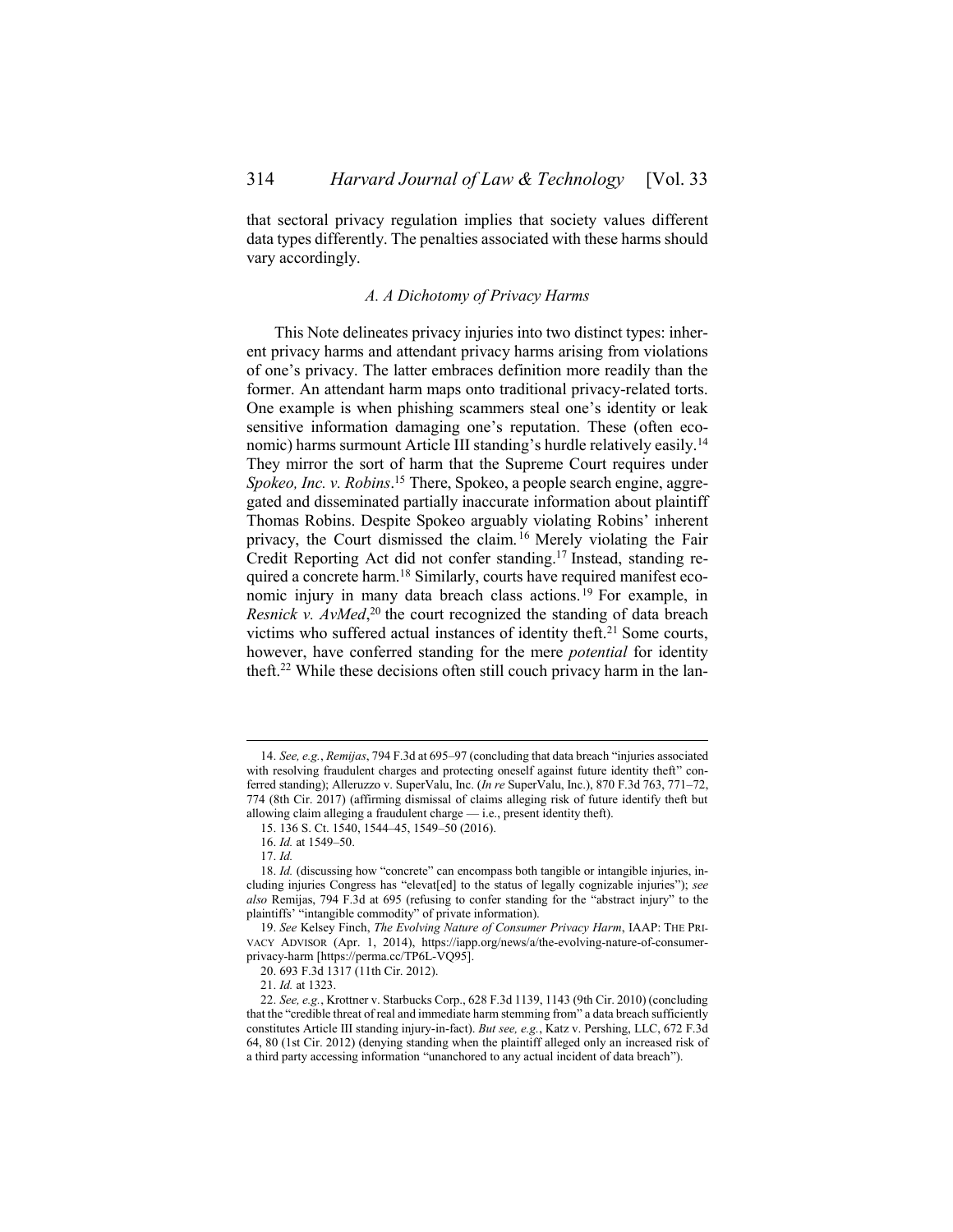that sectoral privacy regulation implies that society values different data types differently. The penalties associated with these harms should vary accordingly.

### *A. A Dichotomy of Privacy Harms*

This Note delineates privacy injuries into two distinct types: inherent privacy harms and attendant privacy harms arising from violations of one's privacy. The latter embraces definition more readily than the former. An attendant harm maps onto traditional privacy-related torts. One example is when phishing scammers steal one's identity or leak sensitive information damaging one's reputation. These (often economic) harms surmount Article III standing's hurdle relatively easily.[14] They mirror the sort of harm that the Supreme Court requires under *Spokeo, Inc. v. Robins*.[15] There, Spokeo, a people search engine, aggregated and disseminated partially inaccurate information about plaintiff Thomas Robins. Despite Spokeo arguably violating Robins' inherent privacy, the Court dismissed the claim.[16] Merely violating the Fair Credit Reporting Act did not confer standing.[17] Instead, standing required a concrete harm.[18] Similarly, courts have required manifest economic injury in many data breach class actions.[19] For example, in *Resnick v. AvMed*,[20] the court recognized the standing of data breach victims who suffered actual instances of identity theft.[21] Some courts, however, have conferred standing for the mere *potential* for identity theft.[22] While these decisions often still couch privacy harm in the lan-

---

14. *See, e.g.*, *Remijas*, 794 F.3d at 695–97 (concluding that data breach "injuries associated with resolving fraudulent charges and protecting oneself against future identity theft" conferred standing); Alleruzzo v. SuperValu, Inc. (*In re* SuperValu, Inc.), 870 F.3d 763, 771–72, 774 (8th Cir. 2017) (affirming dismissal of claims alleging risk of future identify theft but allowing claim alleging a fraudulent charge — i.e., present identity theft).

15. 136 S. Ct. 1540, 1544–45, 1549–50 (2016).

16. *Id.* at 1549–50.

17. *Id.*

18. *Id.* (discussing how "concrete" can encompass both tangible or intangible injuries, including injuries Congress has "elevat[ed] to the status of legally cognizable injuries"); *see also* Remijas, 794 F.3d at 695 (refusing to confer standing for the "abstract injury" to the plaintiffs' "intangible commodity" of private information).

19. *See* Kelsey Finch, *The Evolving Nature of Consumer Privacy Harm*, IAAP: THE PRIVACY ADVISOR (Apr. 1, 2014), https://iapp.org/news/a/the-evolving-nature-of-consumer-privacy-harm [https://perma.cc/TP6L-VQ95].

20. 693 F.3d 1317 (11th Cir. 2012).

21. *Id.* at 1323.

22. *See, e.g.*, Krottner v. Starbucks Corp., 628 F.3d 1139, 1143 (9th Cir. 2010) (concluding that the "credible threat of real and immediate harm stemming from" a data breach sufficiently constitutes Article III standing injury-in-fact). *But see, e.g.*, Katz v. Pershing, LLC, 672 F.3d 64, 80 (1st Cir. 2012) (denying standing when the plaintiff alleged only an increased risk of a third party accessing information "unanchored to any actual incident of data breach").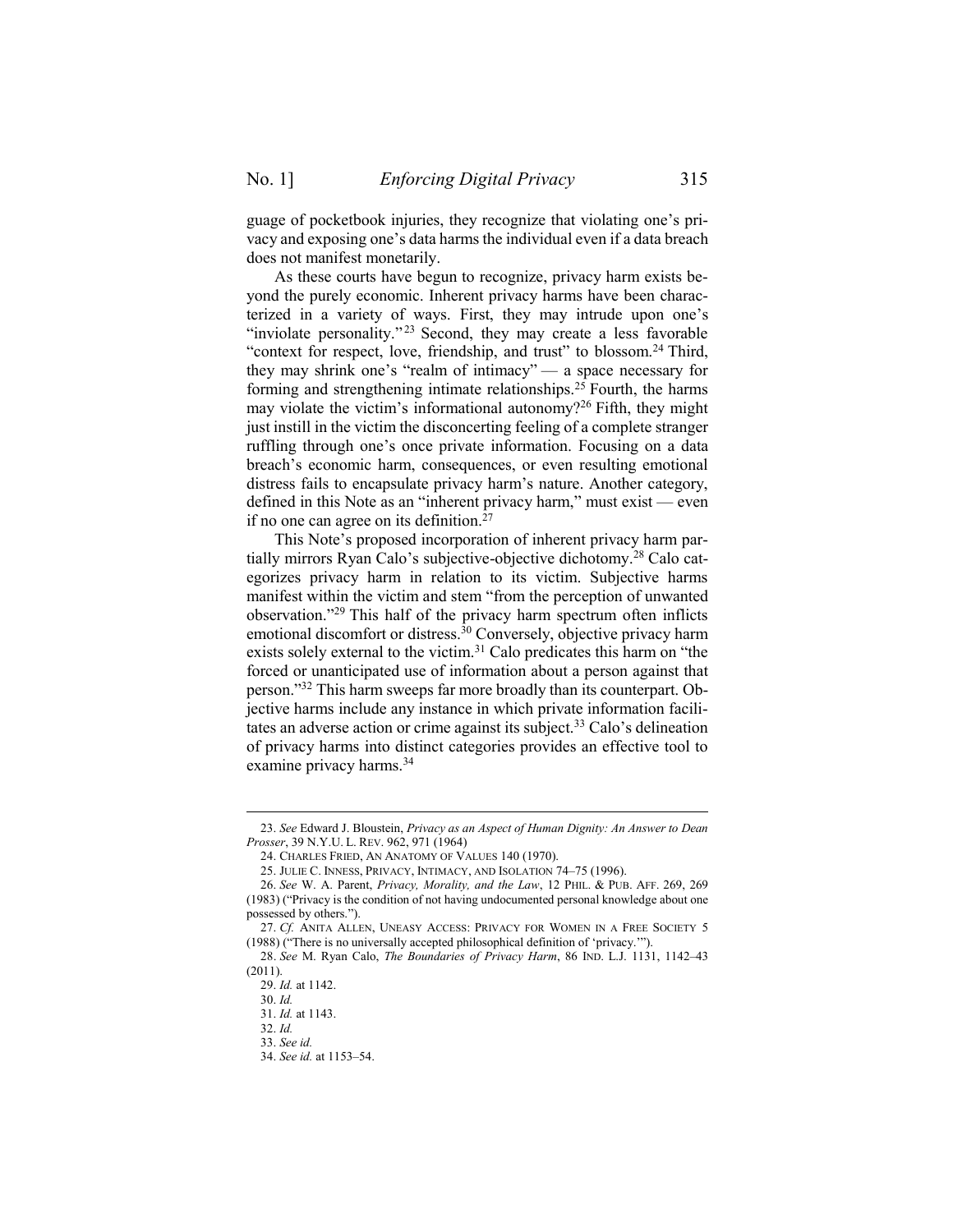guage of pocketbook injuries, they recognize that violating one's privacy and exposing one's data harms the individual even if a data breach does not manifest monetarily.

As these courts have begun to recognize, privacy harm exists beyond the purely economic. Inherent privacy harms have been characterized in a variety of ways. First, they may intrude upon one's "inviolate personality."[23] Second, they may create a less favorable "context for respect, love, friendship, and trust" to blossom.[24] Third, they may shrink one's "realm of intimacy" — a space necessary for forming and strengthening intimate relationships.[25] Fourth, the harms may violate the victim's informational autonomy?[26] Fifth, they might just instill in the victim the disconcerting feeling of a complete stranger ruffling through one's once private information. Focusing on a data breach's economic harm, consequences, or even resulting emotional distress fails to encapsulate privacy harm's nature. Another category, defined in this Note as an "inherent privacy harm," must exist — even if no one can agree on its definition.[27]

This Note's proposed incorporation of inherent privacy harm partially mirrors Ryan Calo's subjective-objective dichotomy.[28] Calo categorizes privacy harm in relation to its victim. Subjective harms manifest within the victim and stem "from the perception of unwanted observation."[29] This half of the privacy harm spectrum often inflicts emotional discomfort or distress.[30] Conversely, objective privacy harm exists solely external to the victim.[31] Calo predicates this harm on "the forced or unanticipated use of information about a person against that person."[32] This harm sweeps far more broadly than its counterpart. Objective harms include any instance in which private information facilitates an adverse action or crime against its subject.[33] Calo's delineation of privacy harms into distinct categories provides an effective tool to examine privacy harms.[34]

---

23. *See* Edward J. Bloustein, *Privacy as an Aspect of Human Dignity: An Answer to Dean Prosser*, 39 N.Y.U. L. REV. 962, 971 (1964)

24. CHARLES FRIED, AN ANATOMY OF VALUES 140 (1970).

25. JULIE C. INNESS, PRIVACY, INTIMACY, AND ISOLATION 74–75 (1996).

26. *See* W. A. Parent, *Privacy, Morality, and the Law*, 12 PHIL. & PUB. AFF. 269, 269 (1983) ("Privacy is the condition of not having undocumented personal knowledge about one possessed by others.").

27. *Cf.* ANITA ALLEN, UNEASY ACCESS: PRIVACY FOR WOMEN IN A FREE SOCIETY 5 (1988) ("There is no universally accepted philosophical definition of 'privacy.'").

28. *See* M. Ryan Calo, *The Boundaries of Privacy Harm*, 86 IND. L.J. 1131, 1142–43 (2011).

29. *Id.* at 1142.

30. *Id.*

31. *Id.* at 1143.

32. *Id.*

33. *See id.*

34. *See id.* at 1153–54.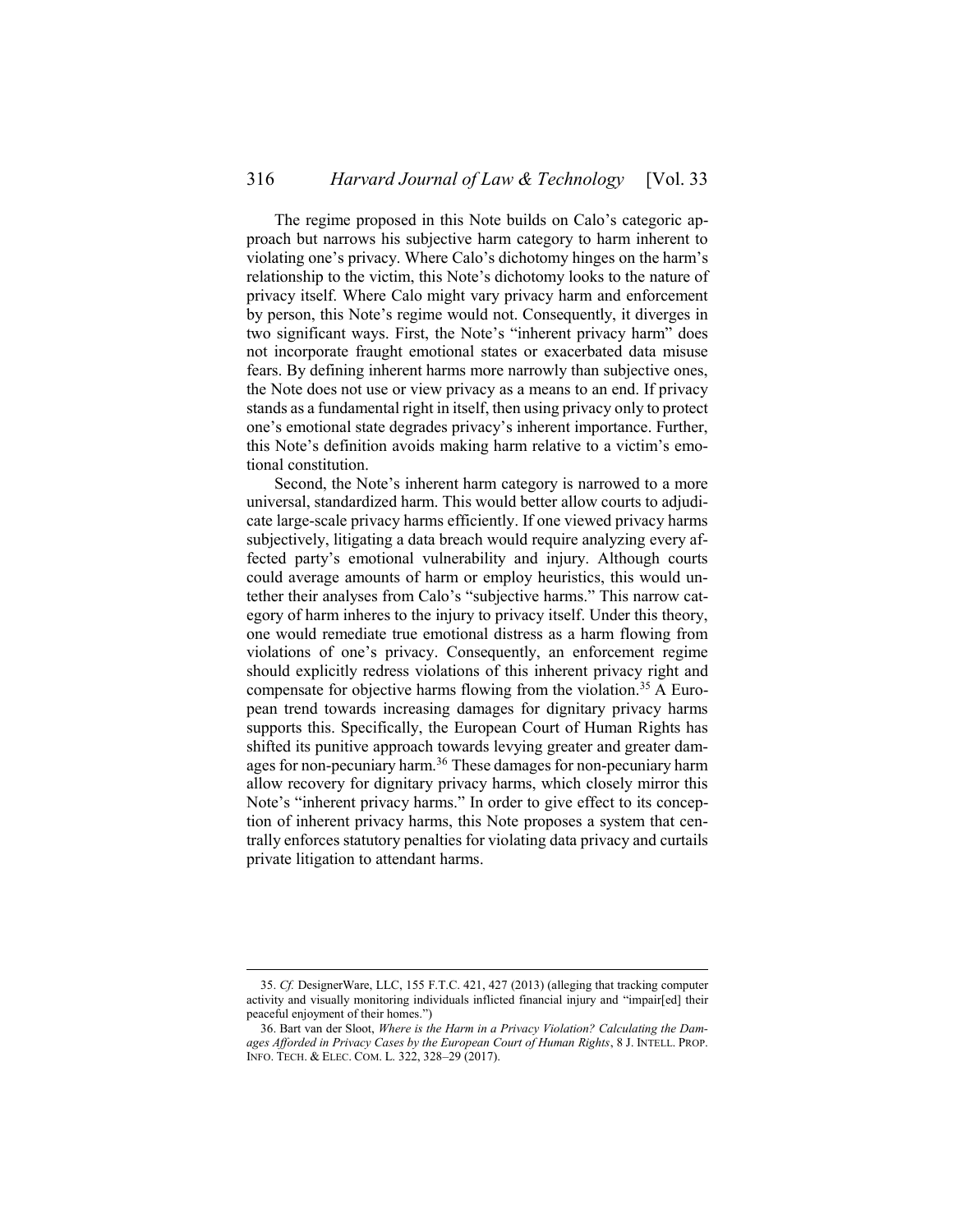The regime proposed in this Note builds on Calo's categoric approach but narrows his subjective harm category to harm inherent to violating one's privacy. Where Calo's dichotomy hinges on the harm's relationship to the victim, this Note's dichotomy looks to the nature of privacy itself. Where Calo might vary privacy harm and enforcement by person, this Note's regime would not. Consequently, it diverges in two significant ways. First, the Note's "inherent privacy harm" does not incorporate fraught emotional states or exacerbated data misuse fears. By defining inherent harms more narrowly than subjective ones, the Note does not use or view privacy as a means to an end. If privacy stands as a fundamental right in itself, then using privacy only to protect one's emotional state degrades privacy's inherent importance. Further, this Note's definition avoids making harm relative to a victim's emotional constitution.

Second, the Note's inherent harm category is narrowed to a more universal, standardized harm. This would better allow courts to adjudicate large-scale privacy harms efficiently. If one viewed privacy harms subjectively, litigating a data breach would require analyzing every affected party's emotional vulnerability and injury. Although courts could average amounts of harm or employ heuristics, this would untether their analyses from Calo's "subjective harms." This narrow category of harm inheres to the injury to privacy itself. Under this theory, one would remediate true emotional distress as a harm flowing from violations of one's privacy. Consequently, an enforcement regime should explicitly redress violations of this inherent privacy right and compensate for objective harms flowing from the violation.[35] A European trend towards increasing damages for dignitary privacy harms supports this. Specifically, the European Court of Human Rights has shifted its punitive approach towards levying greater and greater damages for non-pecuniary harm.[36] These damages for non-pecuniary harm allow recovery for dignitary privacy harms, which closely mirror this Note's "inherent privacy harms." In order to give effect to its conception of inherent privacy harms, this Note proposes a system that centrally enforces statutory penalties for violating data privacy and curtails private litigation to attendant harms.

---

35. *Cf.* DesignerWare, LLC, 155 F.T.C. 421, 427 (2013) (alleging that tracking computer activity and visually monitoring individuals inflicted financial injury and "impair[ed] their peaceful enjoyment of their homes.")

36. Bart van der Sloot, *Where is the Harm in a Privacy Violation? Calculating the Damages Afforded in Privacy Cases by the European Court of Human Rights*, 8 J. INTELL. PROP. INFO. TECH. & ELEC. COM. L. 322, 328–29 (2017).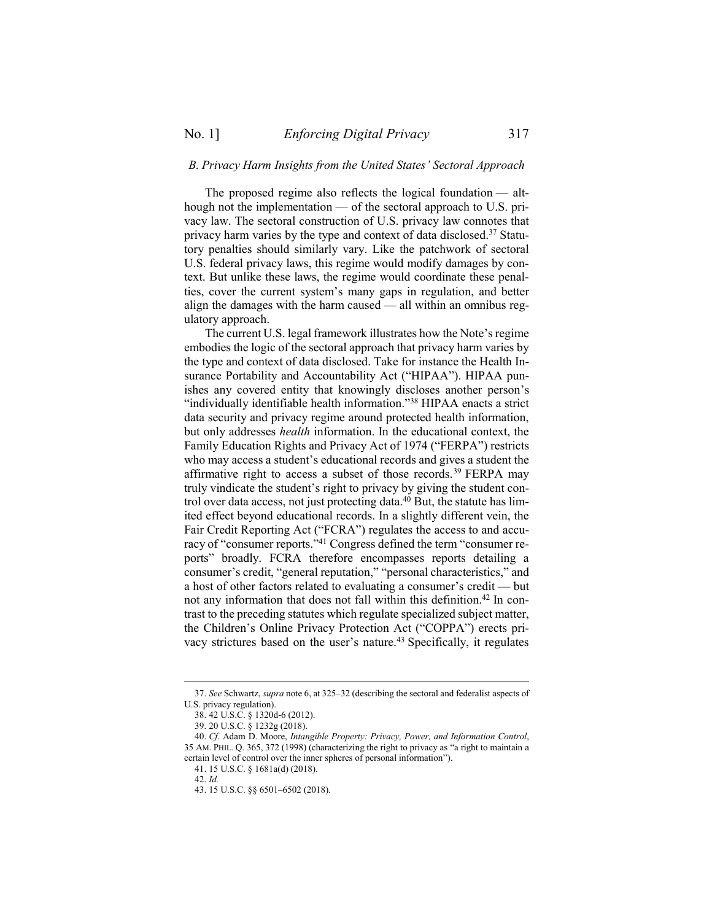### *B. Privacy Harm Insights from the United States' Sectoral Approach*

The proposed regime also reflects the logical foundation — although not the implementation — of the sectoral approach to U.S. privacy law. The sectoral construction of U.S. privacy law connotes that privacy harm varies by the type and context of data disclosed.[37] Statutory penalties should similarly vary. Like the patchwork of sectoral U.S. federal privacy laws, this regime would modify damages by context. But unlike these laws, the regime would coordinate these penalties, cover the current system's many gaps in regulation, and better align the damages with the harm caused — all within an omnibus regulatory approach.

The current U.S. legal framework illustrates how the Note's regime embodies the logic of the sectoral approach that privacy harm varies by the type and context of data disclosed. Take for instance the Health Insurance Portability and Accountability Act ("HIPAA"). HIPAA punishes any covered entity that knowingly discloses another person's "individually identifiable health information."[38] HIPAA enacts a strict data security and privacy regime around protected health information, but only addresses *health* information. In the educational context, the Family Education Rights and Privacy Act of 1974 ("FERPA") restricts who may access a student's educational records and gives a student the affirmative right to access a subset of those records.[39] FERPA may truly vindicate the student's right to privacy by giving the student control over data access, not just protecting data.[40] But, the statute has limited effect beyond educational records. In a slightly different vein, the Fair Credit Reporting Act ("FCRA") regulates the access to and accuracy of "consumer reports."[41] Congress defined the term "consumer reports" broadly. FCRA therefore encompasses reports detailing a consumer's credit, "general reputation," "personal characteristics," and a host of other factors related to evaluating a consumer's credit — but not any information that does not fall within this definition.[42] In contrast to the preceding statutes which regulate specialized subject matter, the Children's Online Privacy Protection Act ("COPPA") erects privacy strictures based on the user's nature.[43] Specifically, it regulates

---

37. *See* Schwartz, *supra* note 6, at 325–32 (describing the sectoral and federalist aspects of U.S. privacy regulation).

38. 42 U.S.C. § 1320d-6 (2012).

39. 20 U.S.C. § 1232g (2018).

40. *Cf.* Adam D. Moore, *Intangible Property: Privacy, Power, and Information Control*, 35 AM. PHIL. Q. 365, 372 (1998) (characterizing the right to privacy as "a right to maintain a certain level of control over the inner spheres of personal information").

41. 15 U.S.C. § 1681a(d) (2018).

42. *Id.*

43. 15 U.S.C. §§ 6501–6502 (2018).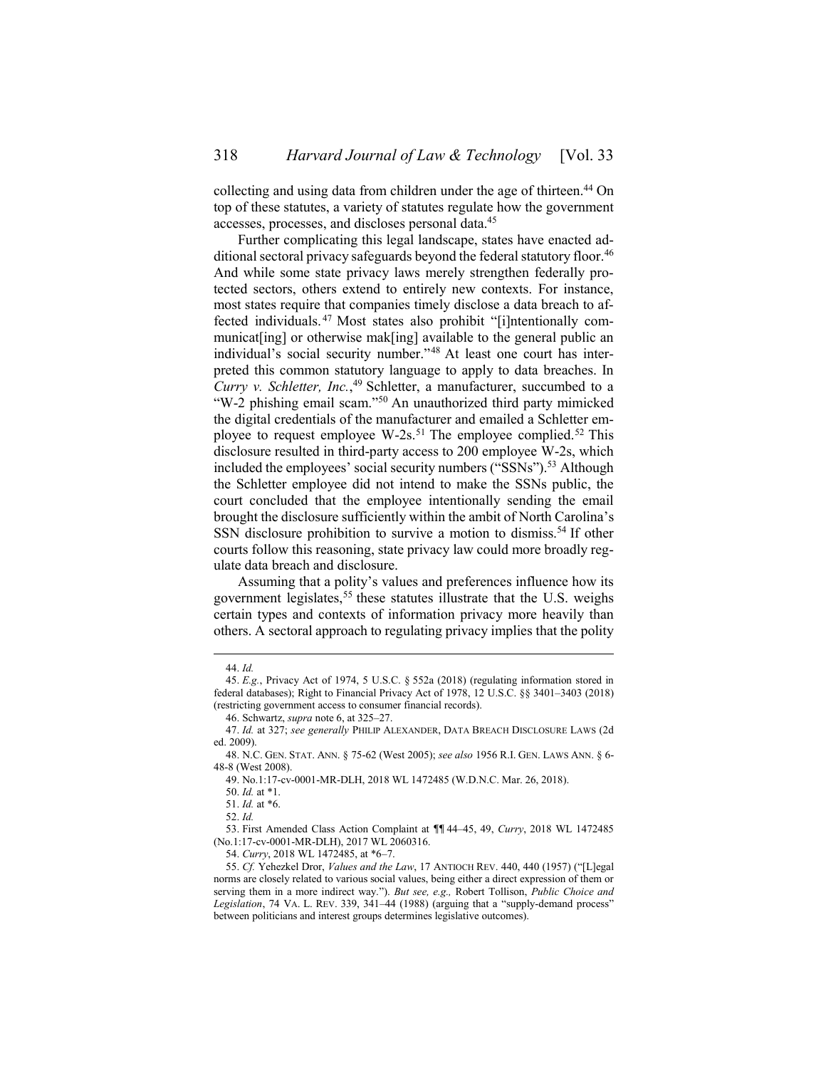collecting and using data from children under the age of thirteen.[44] On top of these statutes, a variety of statutes regulate how the government accesses, processes, and discloses personal data.[45]

Further complicating this legal landscape, states have enacted additional sectoral privacy safeguards beyond the federal statutory floor.[46] And while some state privacy laws merely strengthen federally protected sectors, others extend to entirely new contexts. For instance, most states require that companies timely disclose a data breach to affected individuals.[47] Most states also prohibit "[i]ntentionally communicat[ing] or otherwise mak[ing] available to the general public an individual's social security number."[48] At least one court has interpreted this common statutory language to apply to data breaches. In *Curry v. Schletter, Inc.*,[49] Schletter, a manufacturer, succumbed to a "W-2 phishing email scam."[50] An unauthorized third party mimicked the digital credentials of the manufacturer and emailed a Schletter employee to request employee W-2s.[51] The employee complied.[52] This disclosure resulted in third-party access to 200 employee W-2s, which included the employees' social security numbers ("SSNs").[53] Although the Schletter employee did not intend to make the SSNs public, the court concluded that the employee intentionally sending the email brought the disclosure sufficiently within the ambit of North Carolina's SSN disclosure prohibition to survive a motion to dismiss.[54] If other courts follow this reasoning, state privacy law could more broadly regulate data breach and disclosure.

Assuming that a polity's values and preferences influence how its government legislates,[55] these statutes illustrate that the U.S. weighs certain types and contexts of information privacy more heavily than others. A sectoral approach to regulating privacy implies that the polity

---

44. *Id.*

45. *E.g.*, Privacy Act of 1974, 5 U.S.C. § 552a (2018) (regulating information stored in federal databases); Right to Financial Privacy Act of 1978, 12 U.S.C. §§ 3401–3403 (2018) (restricting government access to consumer financial records).

46. Schwartz, *supra* note 6, at 325–27.

47. *Id.* at 327; *see generally* PHILIP ALEXANDER, DATA BREACH DISCLOSURE LAWS (2d ed. 2009).

48. N.C. GEN. STAT. ANN. § 75-62 (West 2005); *see also* 1956 R.I. GEN. LAWS ANN. § 6-48-8 (West 2008).

49. No.1:17-cv-0001-MR-DLH, 2018 WL 1472485 (W.D.N.C. Mar. 26, 2018).

50. *Id.* at *1.

51. *Id.* at *6.

52. *Id.*

53. First Amended Class Action Complaint at ¶¶ 44–45, 49, *Curry*, 2018 WL 1472485 (No.1:17-cv-0001-MR-DLH), 2017 WL 2060316.

54. *Curry*, 2018 WL 1472485, at *6–7.

55. *Cf.* Yehezkel Dror, *Values and the Law*, 17 ANTIOCH REV. 440, 440 (1957) ("[L]egal norms are closely related to various social values, being either a direct expression of them or serving them in a more indirect way."). *But see, e.g.,* Robert Tollison, *Public Choice and Legislation*, 74 VA. L. REV. 339, 341–44 (1988) (arguing that a "supply-demand process" between politicians and interest groups determines legislative outcomes).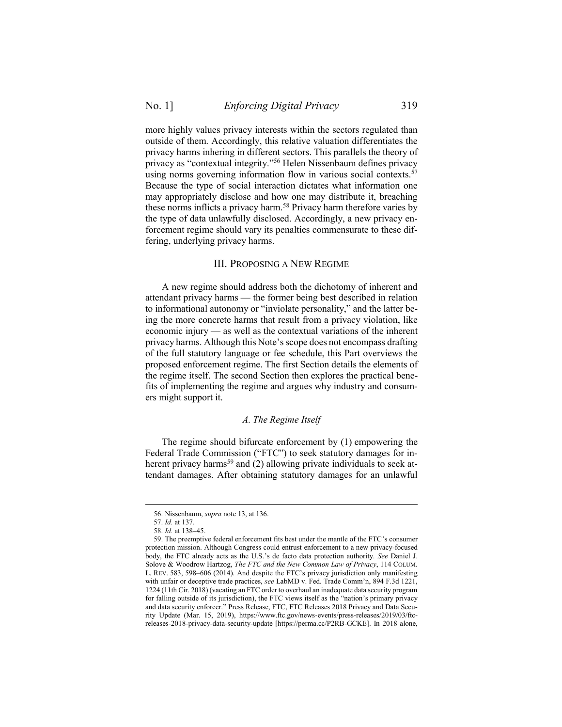more highly values privacy interests within the sectors regulated than outside of them. Accordingly, this relative valuation differentiates the privacy harms inhering in different sectors. This parallels the theory of privacy as "contextual integrity."[56] Helen Nissenbaum defines privacy using norms governing information flow in various social contexts.[57] Because the type of social interaction dictates what information one may appropriately disclose and how one may distribute it, breaching these norms inflicts a privacy harm.[58] Privacy harm therefore varies by the type of data unlawfully disclosed. Accordingly, a new privacy enforcement regime should vary its penalties commensurate to these differing, underlying privacy harms.

## III. PROPOSING A NEW REGIME

A new regime should address both the dichotomy of inherent and attendant privacy harms — the former being best described in relation to informational autonomy or "inviolate personality," and the latter being the more concrete harms that result from a privacy violation, like economic injury — as well as the contextual variations of the inherent privacy harms. Although this Note's scope does not encompass drafting of the full statutory language or fee schedule, this Part overviews the proposed enforcement regime. The first Section details the elements of the regime itself. The second Section then explores the practical benefits of implementing the regime and argues why industry and consumers might support it.

### *A. The Regime Itself*

The regime should bifurcate enforcement by (1) empowering the Federal Trade Commission ("FTC") to seek statutory damages for inherent privacy harms[59] and (2) allowing private individuals to seek attendant damages. After obtaining statutory damages for an unlawful

---

56. Nissenbaum, *supra* note 13, at 136.

57. *Id.* at 137.

58. *Id.* at 138–45.

59. The preemptive federal enforcement fits best under the mantle of the FTC's consumer protection mission. Although Congress could entrust enforcement to a new privacy-focused body, the FTC already acts as the U.S.'s de facto data protection authority. *See* Daniel J. Solove & Woodrow Hartzog, *The FTC and the New Common Law of Privacy*, 114 COLUM. L. REV. 583, 598–606 (2014). And despite the FTC's privacy jurisdiction only manifesting with unfair or deceptive trade practices, *see* LabMD v. Fed. Trade Comm'n, 894 F.3d 1221, 1224 (11th Cir. 2018) (vacating an FTC order to overhaul an inadequate data security program for falling outside of its jurisdiction), the FTC views itself as the "nation's primary privacy and data security enforcer." Press Release, FTC, FTC Releases 2018 Privacy and Data Security Update (Mar. 15, 2019), https://www.ftc.gov/news-events/press-releases/2019/03/ftc-releases-2018-privacy-data-security-update [https://perma.cc/P2RB-GCKE]. In 2018 alone,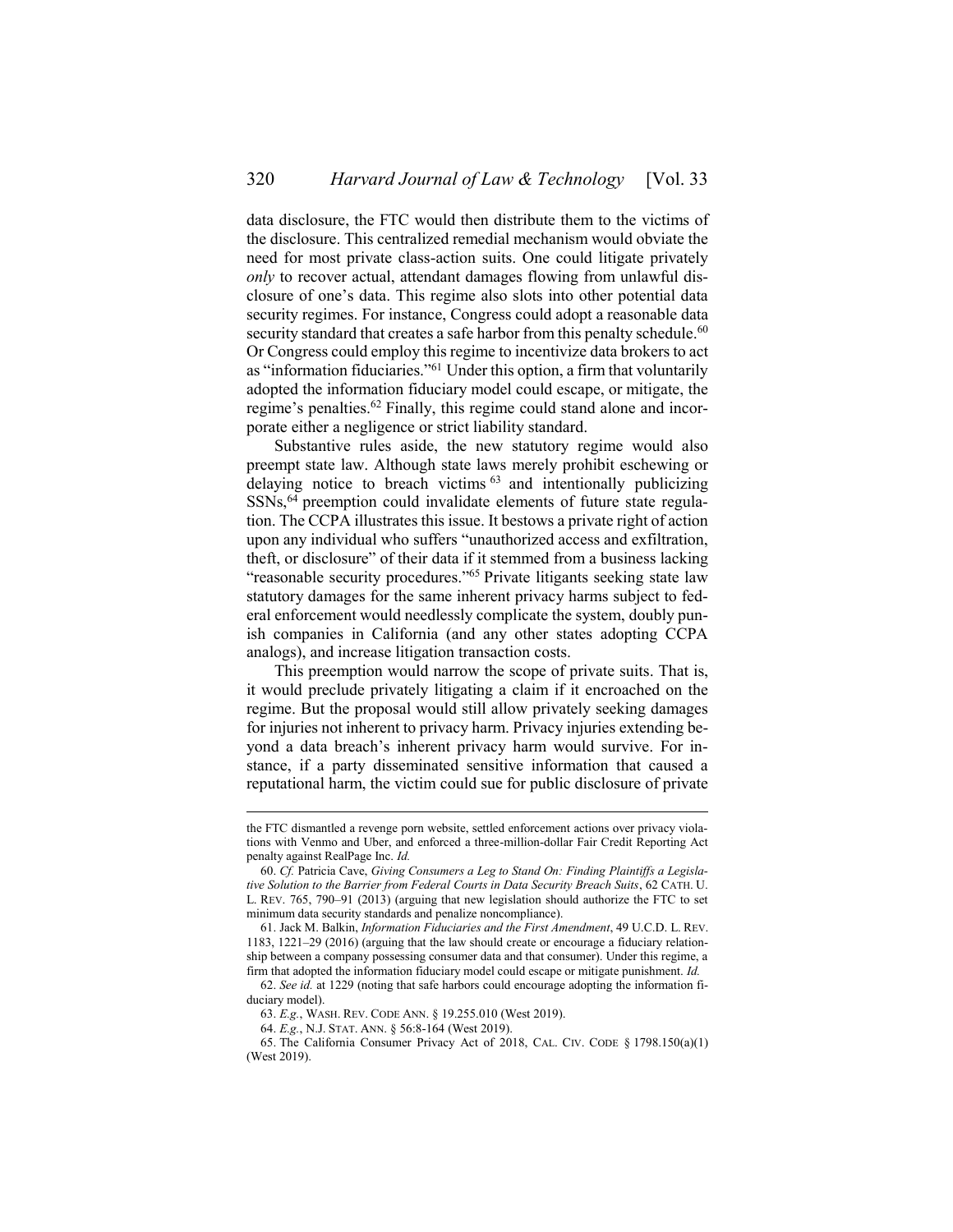data disclosure, the FTC would then distribute them to the victims of the disclosure. This centralized remedial mechanism would obviate the need for most private class-action suits. One could litigate privately *only* to recover actual, attendant damages flowing from unlawful disclosure of one's data. This regime also slots into other potential data security regimes. For instance, Congress could adopt a reasonable data security standard that creates a safe harbor from this penalty schedule.[60] Or Congress could employ this regime to incentivize data brokers to act as "information fiduciaries."[61] Under this option, a firm that voluntarily adopted the information fiduciary model could escape, or mitigate, the regime's penalties.[62] Finally, this regime could stand alone and incorporate either a negligence or strict liability standard.

Substantive rules aside, the new statutory regime would also preempt state law. Although state laws merely prohibit eschewing or delaying notice to breach victims[63] and intentionally publicizing SSNs,[64] preemption could invalidate elements of future state regulation. The CCPA illustrates this issue. It bestows a private right of action upon any individual who suffers "unauthorized access and exfiltration, theft, or disclosure" of their data if it stemmed from a business lacking "reasonable security procedures."[65] Private litigants seeking state law statutory damages for the same inherent privacy harms subject to federal enforcement would needlessly complicate the system, doubly punish companies in California (and any other states adopting CCPA analogs), and increase litigation transaction costs.

This preemption would narrow the scope of private suits. That is, it would preclude privately litigating a claim if it encroached on the regime. But the proposal would still allow privately seeking damages for injuries not inherent to privacy harm. Privacy injuries extending beyond a data breach's inherent privacy harm would survive. For instance, if a party disseminated sensitive information that caused a reputational harm, the victim could sue for public disclosure of private

---

the FTC dismantled a revenge porn website, settled enforcement actions over privacy violations with Venmo and Uber, and enforced a three-million-dollar Fair Credit Reporting Act penalty against RealPage Inc. *Id.*

60. *Cf.* Patricia Cave, *Giving Consumers a Leg to Stand On: Finding Plaintiffs a Legislative Solution to the Barrier from Federal Courts in Data Security Breach Suits*, 62 CATH. U. L. REV. 765, 790–91 (2013) (arguing that new legislation should authorize the FTC to set minimum data security standards and penalize noncompliance).

61. Jack M. Balkin, *Information Fiduciaries and the First Amendment*, 49 U.C.D. L. REV. 1183, 1221–29 (2016) (arguing that the law should create or encourage a fiduciary relationship between a company possessing consumer data and that consumer). Under this regime, a firm that adopted the information fiduciary model could escape or mitigate punishment. *Id.*

62. *See id.* at 1229 (noting that safe harbors could encourage adopting the information fiduciary model).

63. *E.g.*, WASH. REV. CODE ANN. § 19.255.010 (West 2019).

64. *E.g.*, N.J. STAT. ANN. § 56:8-164 (West 2019).

65. The California Consumer Privacy Act of 2018, CAL. CIV. CODE § 1798.150(a)(1) (West 2019).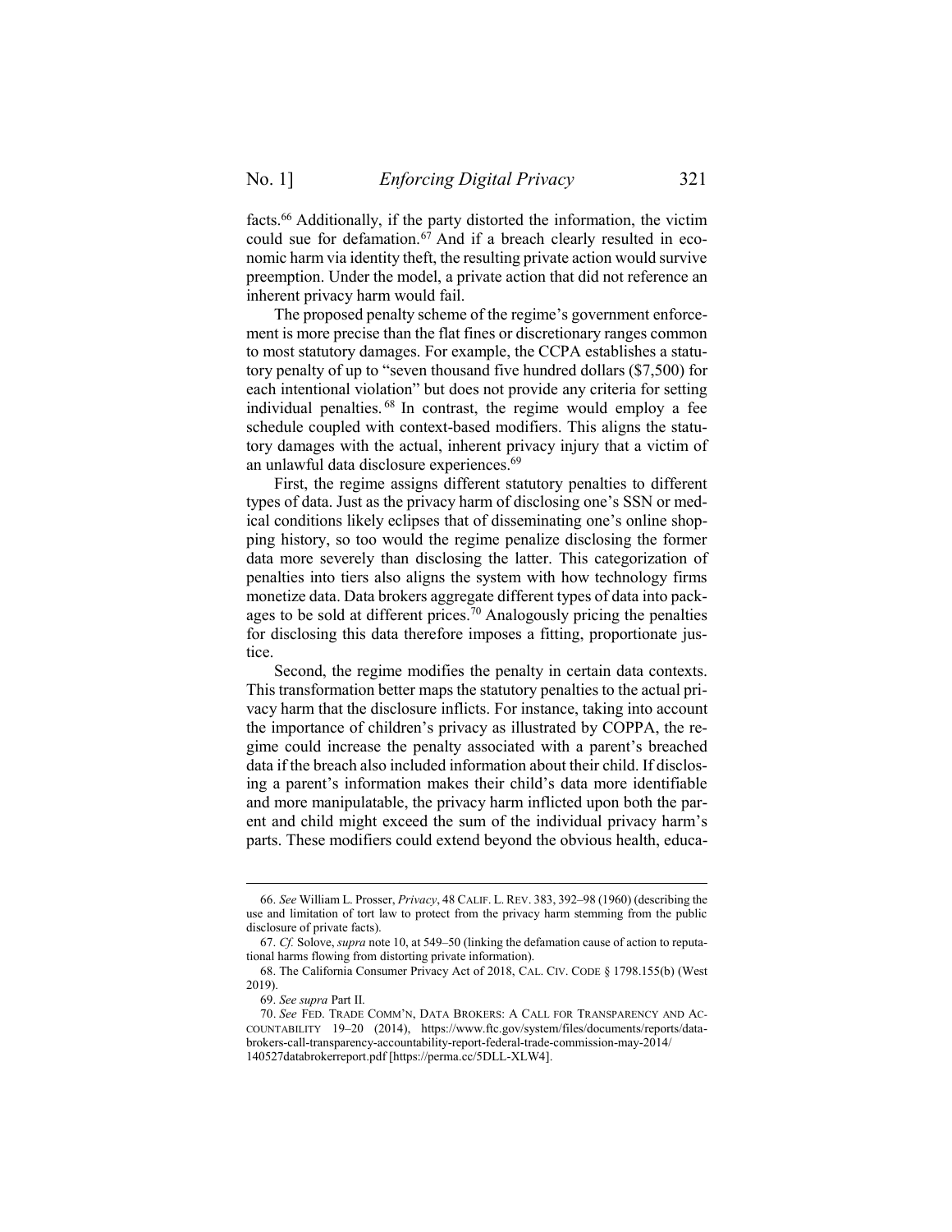facts.[66] Additionally, if the party distorted the information, the victim could sue for defamation.[67] And if a breach clearly resulted in economic harm via identity theft, the resulting private action would survive preemption. Under the model, a private action that did not reference an inherent privacy harm would fail.

The proposed penalty scheme of the regime's government enforcement is more precise than the flat fines or discretionary ranges common to most statutory damages. For example, the CCPA establishes a statutory penalty of up to "seven thousand five hundred dollars ($7,500) for each intentional violation" but does not provide any criteria for setting individual penalties.[68] In contrast, the regime would employ a fee schedule coupled with context-based modifiers. This aligns the statutory damages with the actual, inherent privacy injury that a victim of an unlawful data disclosure experiences.[69]

First, the regime assigns different statutory penalties to different types of data. Just as the privacy harm of disclosing one's SSN or medical conditions likely eclipses that of disseminating one's online shopping history, so too would the regime penalize disclosing the former data more severely than disclosing the latter. This categorization of penalties into tiers also aligns the system with how technology firms monetize data. Data brokers aggregate different types of data into packages to be sold at different prices.[70] Analogously pricing the penalties for disclosing this data therefore imposes a fitting, proportionate justice.

Second, the regime modifies the penalty in certain data contexts. This transformation better maps the statutory penalties to the actual privacy harm that the disclosure inflicts. For instance, taking into account the importance of children's privacy as illustrated by COPPA, the regime could increase the penalty associated with a parent's breached data if the breach also included information about their child. If disclosing a parent's information makes their child's data more identifiable and more manipulatable, the privacy harm inflicted upon both the parent and child might exceed the sum of the individual privacy harm's parts. These modifiers could extend beyond the obvious health, educa-

---

66. *See* William L. Prosser, *Privacy*, 48 CALIF. L. REV. 383, 392–98 (1960) (describing the use and limitation of tort law to protect from the privacy harm stemming from the public disclosure of private facts).

67. *Cf.* Solove, *supra* note 10, at 549–50 (linking the defamation cause of action to reputational harms flowing from distorting private information).

68. The California Consumer Privacy Act of 2018, CAL. CIV. CODE § 1798.155(b) (West 2019).

69. *See supra* Part II.

70. *See* FED. TRADE COMM'N, DATA BROKERS: A CALL FOR TRANSPARENCY AND ACCOUNTABILITY 19–20 (2014), https://www.ftc.gov/system/files/documents/reports/data-brokers-call-transparency-accountability-report-federal-trade-commission-may-2014/140527databrokerreport.pdf [https://perma.cc/5DLL-XLW4].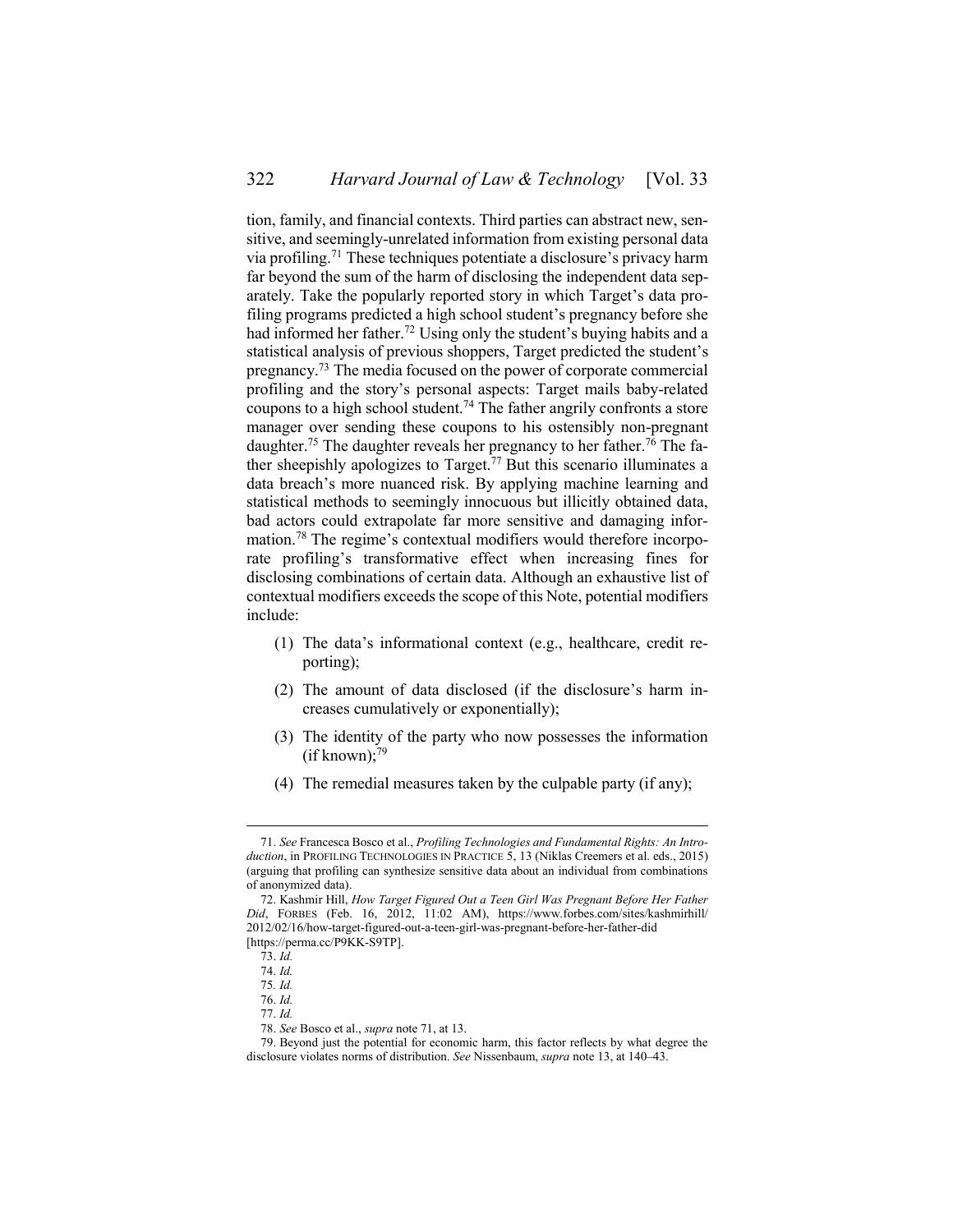tion, family, and financial contexts. Third parties can abstract new, sensitive, and seemingly-unrelated information from existing personal data via profiling.[71] These techniques potentiate a disclosure's privacy harm far beyond the sum of the harm of disclosing the independent data separately. Take the popularly reported story in which Target's data profiling programs predicted a high school student's pregnancy before she had informed her father.[72] Using only the student's buying habits and a statistical analysis of previous shoppers, Target predicted the student's pregnancy.[73] The media focused on the power of corporate commercial profiling and the story's personal aspects: Target mails baby-related coupons to a high school student.[74] The father angrily confronts a store manager over sending these coupons to his ostensibly non-pregnant daughter.[75] The daughter reveals her pregnancy to her father.[76] The father sheepishly apologizes to Target.[77] But this scenario illuminates a data breach's more nuanced risk. By applying machine learning and statistical methods to seemingly innocuous but illicitly obtained data, bad actors could extrapolate far more sensitive and damaging information.[78] The regime's contextual modifiers would therefore incorporate profiling's transformative effect when increasing fines for disclosing combinations of certain data. Although an exhaustive list of contextual modifiers exceeds the scope of this Note, potential modifiers include:

(1) The data's informational context (e.g., healthcare, credit reporting);

(2) The amount of data disclosed (if the disclosure's harm increases cumulatively or exponentially);

(3) The identity of the party who now possesses the information (if known);[79]

(4) The remedial measures taken by the culpable party (if any);

---

71. *See* Francesca Bosco et al., *Profiling Technologies and Fundamental Rights: An Introduction*, in PROFILING TECHNOLOGIES IN PRACTICE 5, 13 (Niklas Creemers et al. eds., 2015) (arguing that profiling can synthesize sensitive data about an individual from combinations of anonymized data).

72. Kashmir Hill, *How Target Figured Out a Teen Girl Was Pregnant Before Her Father Did*, FORBES (Feb. 16, 2012, 11:02 AM), https://www.forbes.com/sites/kashmirhill/2012/02/16/how-target-figured-out-a-teen-girl-was-pregnant-before-her-father-did [https://perma.cc/P9KK-S9TP].

73. *Id.*

74. *Id.*

75. *Id.*

76. *Id.*

77. *Id.*

78. *See* Bosco et al., *supra* note 71, at 13.

79. Beyond just the potential for economic harm, this factor reflects by what degree the disclosure violates norms of distribution. *See* Nissenbaum, *supra* note 13, at 140–43.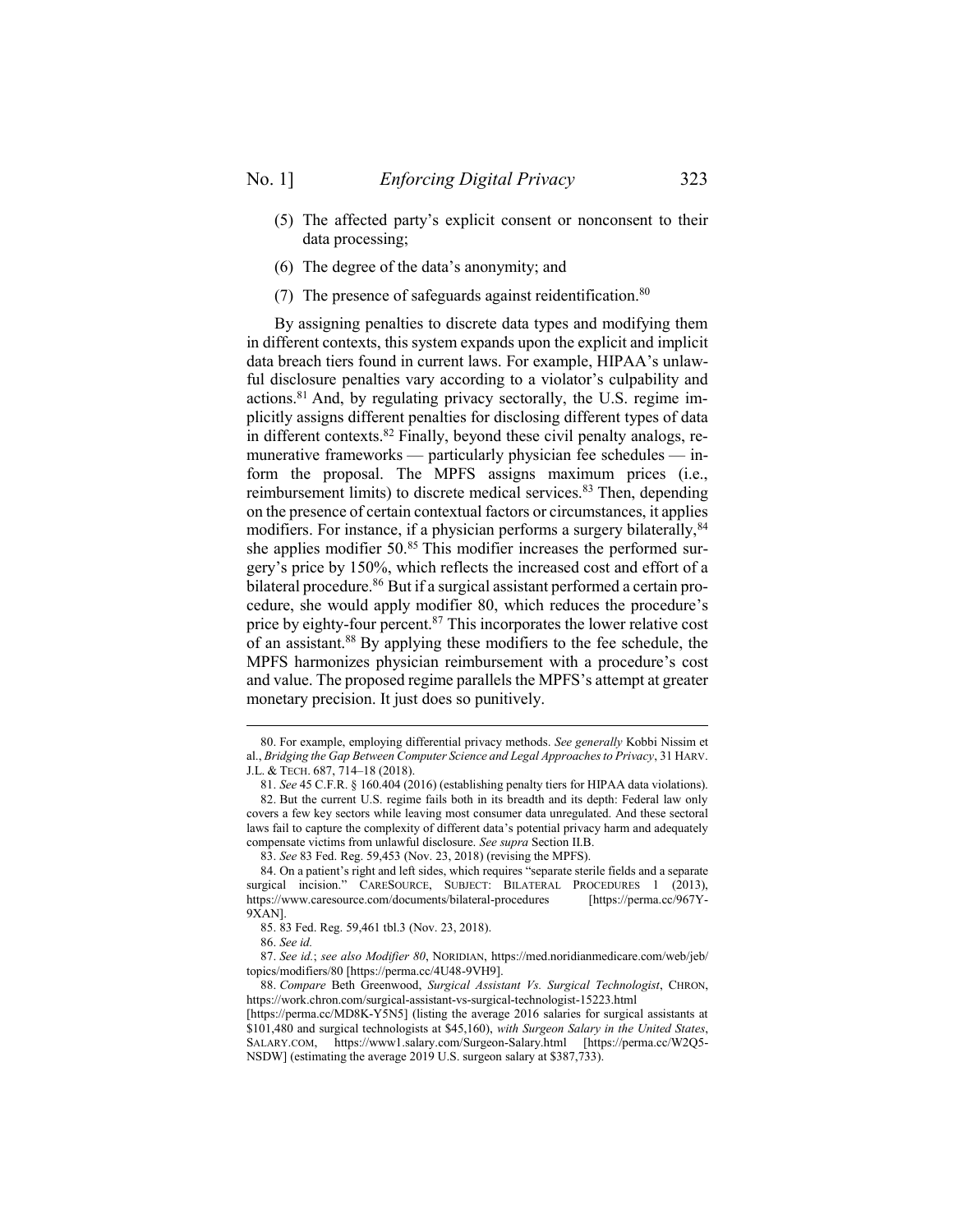(5) The affected party's explicit consent or nonconsent to their data processing;

(6) The degree of the data's anonymity; and

(7) The presence of safeguards against reidentification.[80]

By assigning penalties to discrete data types and modifying them in different contexts, this system expands upon the explicit and implicit data breach tiers found in current laws. For example, HIPAA's unlawful disclosure penalties vary according to a violator's culpability and actions.[81] And, by regulating privacy sectorally, the U.S. regime implicitly assigns different penalties for disclosing different types of data in different contexts.[82] Finally, beyond these civil penalty analogs, remunerative frameworks — particularly physician fee schedules — inform the proposal. The MPFS assigns maximum prices (i.e., reimbursement limits) to discrete medical services.[83] Then, depending on the presence of certain contextual factors or circumstances, it applies modifiers. For instance, if a physician performs a surgery bilaterally,[84] she applies modifier 50.[85] This modifier increases the performed surgery's price by 150%, which reflects the increased cost and effort of a bilateral procedure.[86] But if a surgical assistant performed a certain procedure, she would apply modifier 80, which reduces the procedure's price by eighty-four percent.[87] This incorporates the lower relative cost of an assistant.[88] By applying these modifiers to the fee schedule, the MPFS harmonizes physician reimbursement with a procedure's cost and value. The proposed regime parallels the MPFS's attempt at greater monetary precision. It just does so punitively.

---

80. For example, employing differential privacy methods. *See generally* Kobbi Nissim et al., *Bridging the Gap Between Computer Science and Legal Approaches to Privacy*, 31 HARV. J.L. & TECH. 687, 714–18 (2018).

81. *See* 45 C.F.R. § 160.404 (2016) (establishing penalty tiers for HIPAA data violations).

82. But the current U.S. regime fails both in its breadth and its depth: Federal law only covers a few key sectors while leaving most consumer data unregulated. And these sectoral laws fail to capture the complexity of different data's potential privacy harm and adequately compensate victims from unlawful disclosure. *See supra* Section II.B.

83. *See* 83 Fed. Reg. 59,453 (Nov. 23, 2018) (revising the MPFS).

84. On a patient's right and left sides, which requires "separate sterile fields and a separate surgical incision." CARESOURCE, SUBJECT: BILATERAL PROCEDURES 1 (2013), https://www.caresource.com/documents/bilateral-procedures [https://perma.cc/967Y-9XAN].

85. 83 Fed. Reg. 59,461 tbl.3 (Nov. 23, 2018).

86. *See id.*

87. *See id.*; *see also Modifier 80*, NORIDIAN, https://med.noridianmedicare.com/web/jeb/topics/modifiers/80 [https://perma.cc/4U48-9VH9].

88. *Compare* Beth Greenwood, *Surgical Assistant Vs. Surgical Technologist*, CHRON, https://work.chron.com/surgical-assistant-vs-surgical-technologist-15223.html [https://perma.cc/MD8K-Y5N5] (listing the average 2016 salaries for surgical assistants at $101,480 and surgical technologists at $45,160), *with Surgeon Salary in the United States*, SALARY.COM, https://www1.salary.com/Surgeon-Salary.html [https://perma.cc/W2Q5-NSDW] (estimating the average 2019 U.S. surgeon salary at $387,733).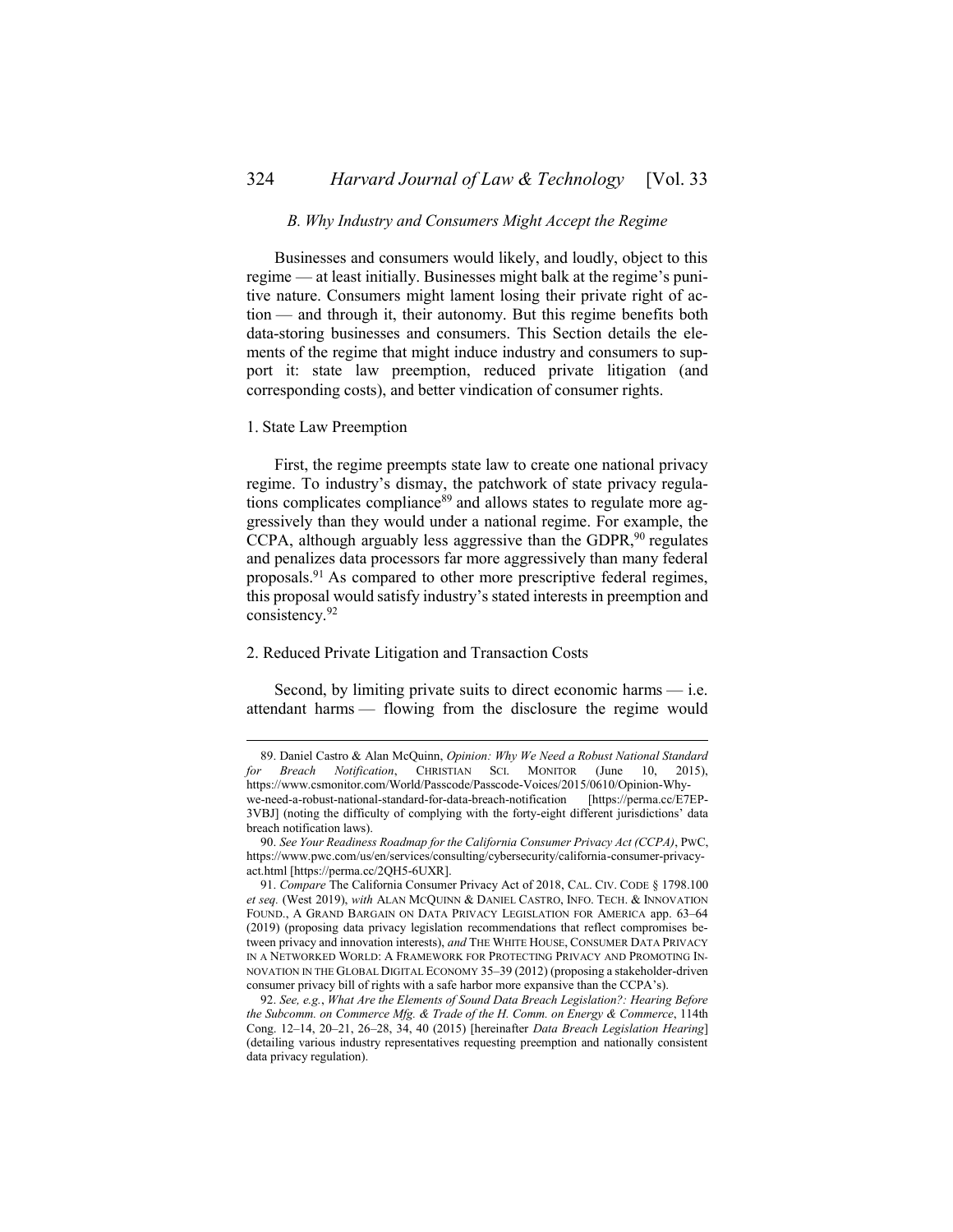### *B. Why Industry and Consumers Might Accept the Regime*

Businesses and consumers would likely, and loudly, object to this regime — at least initially. Businesses might balk at the regime's punitive nature. Consumers might lament losing their private right of action — and through it, their autonomy. But this regime benefits both data-storing businesses and consumers. This Section details the elements of the regime that might induce industry and consumers to support it: state law preemption, reduced private litigation (and corresponding costs), and better vindication of consumer rights.

#### 1. State Law Preemption

First, the regime preempts state law to create one national privacy regime. To industry's dismay, the patchwork of state privacy regulations complicates compliance[89] and allows states to regulate more aggressively than they would under a national regime. For example, the CCPA, although arguably less aggressive than the GDPR,[90] regulates and penalizes data processors far more aggressively than many federal proposals.[91] As compared to other more prescriptive federal regimes, this proposal would satisfy industry's stated interests in preemption and consistency.[92]

#### 2. Reduced Private Litigation and Transaction Costs

Second, by limiting private suits to direct economic harms — i.e. attendant harms — flowing from the disclosure the regime would

---

89. Daniel Castro & Alan McQuinn, *Opinion: Why We Need a Robust National Standard for Breach Notification*, CHRISTIAN SCI. MONITOR (June 10, 2015), https://www.csmonitor.com/World/Passcode/Passcode-Voices/2015/0610/Opinion-Why-we-need-a-robust-national-standard-for-data-breach-notification [https://perma.cc/E7EP-3VBJ] (noting the difficulty of complying with the forty-eight different jurisdictions' data breach notification laws).

90. *See Your Readiness Roadmap for the California Consumer Privacy Act (CCPA)*, PWC, https://www.pwc.com/us/en/services/consulting/cybersecurity/california-consumer-privacy-act.html [https://perma.cc/2QH5-6UXR].

91. *Compare* The California Consumer Privacy Act of 2018, CAL. CIV. CODE § 1798.100 *et seq.* (West 2019), *with* ALAN MCQUINN & DANIEL CASTRO, INFO. TECH. & INNOVATION FOUND., A GRAND BARGAIN ON DATA PRIVACY LEGISLATION FOR AMERICA app. 63–64 (2019) (proposing data privacy legislation recommendations that reflect compromises between privacy and innovation interests), *and* THE WHITE HOUSE, CONSUMER DATA PRIVACY IN A NETWORKED WORLD: A FRAMEWORK FOR PROTECTING PRIVACY AND PROMOTING INNOVATION IN THE GLOBAL DIGITAL ECONOMY 35–39 (2012) (proposing a stakeholder-driven consumer privacy bill of rights with a safe harbor more expansive than the CCPA's).

92. *See, e.g.*, *What Are the Elements of Sound Data Breach Legislation?: Hearing Before the Subcomm. on Commerce Mfg. & Trade of the H. Comm. on Energy & Commerce*, 114th Cong. 12–14, 20–21, 26–28, 34, 40 (2015) [hereinafter *Data Breach Legislation Hearing*] (detailing various industry representatives requesting preemption and nationally consistent data privacy regulation).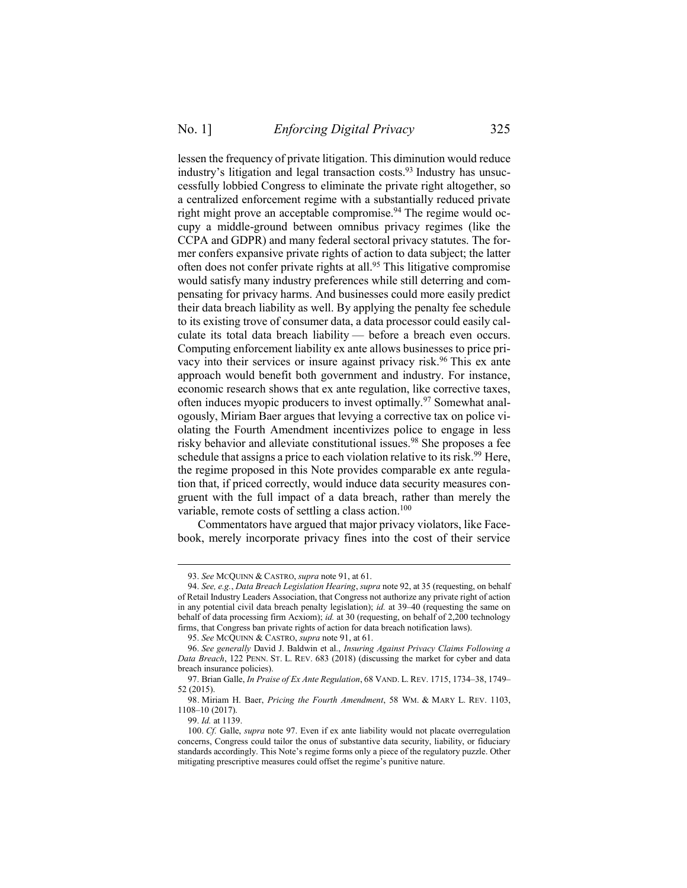lessen the frequency of private litigation. This diminution would reduce industry's litigation and legal transaction costs.[93] Industry has unsuccessfully lobbied Congress to eliminate the private right altogether, so a centralized enforcement regime with a substantially reduced private right might prove an acceptable compromise.[94] The regime would occupy a middle-ground between omnibus privacy regimes (like the CCPA and GDPR) and many federal sectoral privacy statutes. The former confers expansive private rights of action to data subject; the latter often does not confer private rights at all.[95] This litigative compromise would satisfy many industry preferences while still deterring and compensating for privacy harms. And businesses could more easily predict their data breach liability as well. By applying the penalty fee schedule to its existing trove of consumer data, a data processor could easily calculate its total data breach liability — before a breach even occurs. Computing enforcement liability ex ante allows businesses to price privacy into their services or insure against privacy risk.[96] This ex ante approach would benefit both government and industry. For instance, economic research shows that ex ante regulation, like corrective taxes, often induces myopic producers to invest optimally.[97] Somewhat analogously, Miriam Baer argues that levying a corrective tax on police violating the Fourth Amendment incentivizes police to engage in less risky behavior and alleviate constitutional issues.[98] She proposes a fee schedule that assigns a price to each violation relative to its risk.[99] Here, the regime proposed in this Note provides comparable ex ante regulation that, if priced correctly, would induce data security measures congruent with the full impact of a data breach, rather than merely the variable, remote costs of settling a class action.[100]

Commentators have argued that major privacy violators, like Facebook, merely incorporate privacy fines into the cost of their service

---

93. *See* MCQUINN & CASTRO, *supra* note 91, at 61.

94. *See, e.g.*, *Data Breach Legislation Hearing*, *supra* note 92, at 35 (requesting, on behalf of Retail Industry Leaders Association, that Congress not authorize any private right of action in any potential civil data breach penalty legislation); *id.* at 39–40 (requesting the same on behalf of data processing firm Acxiom); *id.* at 30 (requesting, on behalf of 2,200 technology firms, that Congress ban private rights of action for data breach notification laws).

95. *See* MCQUINN & CASTRO, *supra* note 91, at 61.

96. *See generally* David J. Baldwin et al., *Insuring Against Privacy Claims Following a Data Breach*, 122 PENN. ST. L. REV. 683 (2018) (discussing the market for cyber and data breach insurance policies).

97. Brian Galle, *In Praise of Ex Ante Regulation*, 68 VAND. L. REV. 1715, 1734–38, 1749–52 (2015).

98. Miriam H. Baer, *Pricing the Fourth Amendment*, 58 WM. & MARY L. REV. 1103, 1108–10 (2017).

99. *Id.* at 1139.

100. *Cf.* Galle, *supra* note 97. Even if ex ante liability would not placate overregulation concerns, Congress could tailor the onus of substantive data security, liability, or fiduciary standards accordingly. This Note's regime forms only a piece of the regulatory puzzle. Other mitigating prescriptive measures could offset the regime's punitive nature.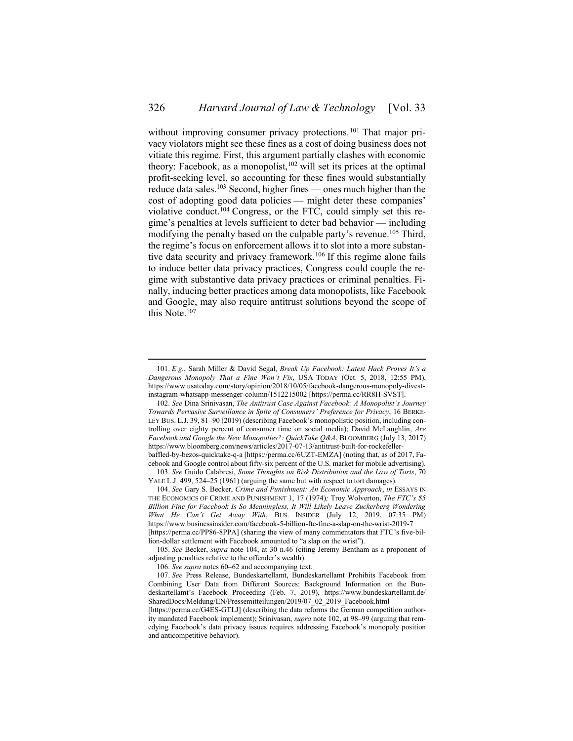without improving consumer privacy protections.[101] That major privacy violators might see these fines as a cost of doing business does not vitiate this regime. First, this argument partially clashes with economic theory: Facebook, as a monopolist,[102] will set its prices at the optimal profit-seeking level, so accounting for these fines would substantially reduce data sales.[103] Second, higher fines — ones much higher than the cost of adopting good data policies — might deter these companies' violative conduct.[104] Congress, or the FTC, could simply set this regime's penalties at levels sufficient to deter bad behavior — including modifying the penalty based on the culpable party's revenue.[105] Third, the regime's focus on enforcement allows it to slot into a more substantive data security and privacy framework.[106] If this regime alone fails to induce better data privacy practices, Congress could couple the regime with substantive data privacy practices or criminal penalties. Finally, inducing better practices among data monopolists, like Facebook and Google, may also require antitrust solutions beyond the scope of this Note.[107]

---

101. *E.g.*, Sarah Miller & David Segal, *Break Up Facebook: Latest Hack Proves It's a Dangerous Monopoly That a Fine Won't Fix*, USA TODAY (Oct. 5, 2018, 12:55 PM), https://www.usatoday.com/story/opinion/2018/10/05/facebook-dangerous-monopoly-divest-instagram-whatsapp-messenger-column/1512215002 [https://perma.cc/RR8H-SVST].

102. *See* Dina Srinivasan, *The Antitrust Case Against Facebook: A Monopolist's Journey Towards Pervasive Surveillance in Spite of Consumers' Preference for Privacy*, 16 BERKELEY BUS. L.J. 39, 81–90 (2019) (describing Facebook's monopolistic position, including controlling over eighty percent of consumer time on social media); David McLaughlin, *Are Facebook and Google the New Monopolies?: QuickTake Q&A*, BLOOMBERG (July 13, 2017) https://www.bloomberg.com/news/articles/2017-07-13/antitrust-built-for-rockefeller-baffled-by-bezos-quicktake-q-a [https://perma.cc/6UZT-EMZA] (noting that, as of 2017, Facebook and Google control about fifty-six percent of the U.S. market for mobile advertising).

103. *See* Guido Calabresi, *Some Thoughts on Risk Distribution and the Law of Torts*, 70 YALE L.J. 499, 524–25 (1961) (arguing the same but with respect to tort damages).

104. *See* Gary S. Becker, *Crime and Punishment: An Economic Approach*, *in* ESSAYS IN THE ECONOMICS OF CRIME AND PUNISHMENT 1, 17 (1974)*;* Troy Wolverton, *The FTC's $5 Billion Fine for Facebook Is So Meaningless, It Will Likely Leave Zuckerberg Wondering What He Can't Get Away With*, BUS. INSIDER (July 12, 2019, 07:35 PM) https://www.businessinsider.com/facebook-5-billion-ftc-fine-a-slap-on-the-wrist-2019-7 [https://perma.cc/PP86-8PPA] (sharing the view of many commentators that FTC's five-billion-dollar settlement with Facebook amounted to "a slap on the wrist").

105. *See* Becker, *supra* note 104, at 30 n.46 (citing Jeremy Bentham as a proponent of adjusting penalties relative to the offender's wealth).

106. *See supra* notes 60–62 and accompanying text.

107. *See* Press Release, Bundeskartellamt, Bundeskartellamt Prohibits Facebook from Combining User Data from Different Sources: Background Information on the Bundeskartellamt's Facebook Proceeding (Feb. 7, 2019), https://www.bundeskartellamt.de/SharedDocs/Meldung/EN/Pressemitteilungen/2019/07_02_2019_Facebook.html [https://perma.cc/G4ES-GTLJ] (describing the data reforms the German competition authority mandated Facebook implement); Srinivasan, *supra* note 102, at 98–99 (arguing that remedying Facebook's data privacy issues requires addressing Facebook's monopoly position and anticompetitive behavior).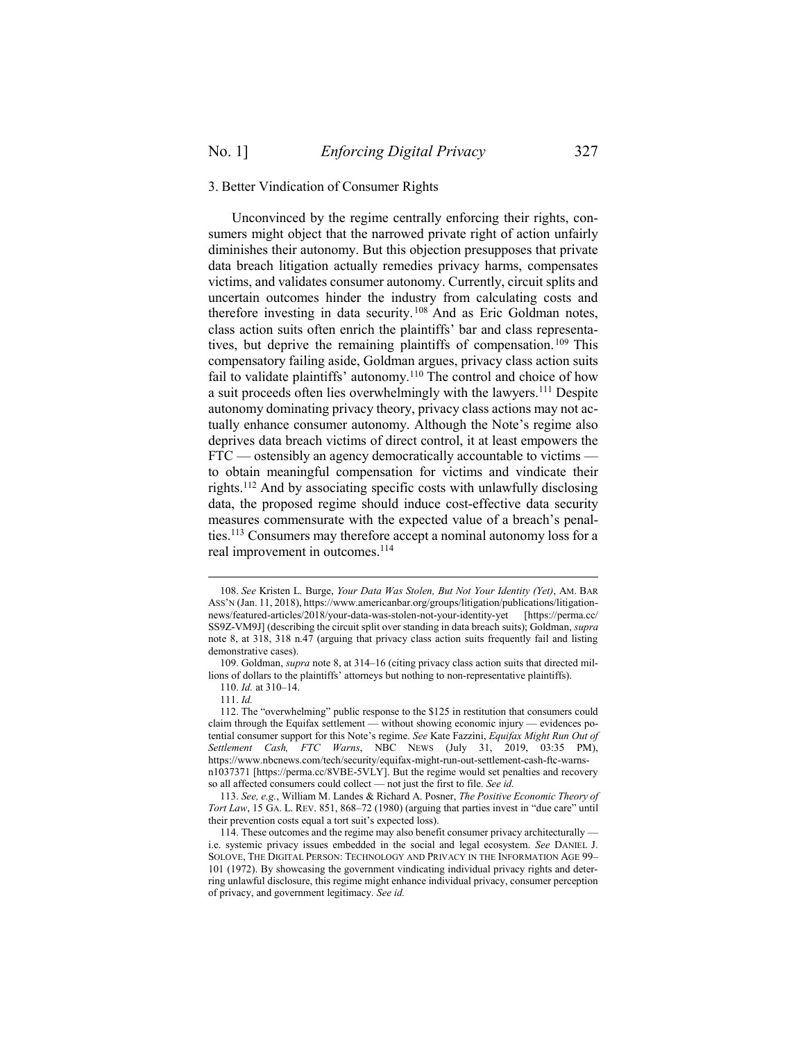### 3. Better Vindication of Consumer Rights

Unconvinced by the regime centrally enforcing their rights, consumers might object that the narrowed private right of action unfairly diminishes their autonomy. But this objection presupposes that private data breach litigation actually remedies privacy harms, compensates victims, and validates consumer autonomy. Currently, circuit splits and uncertain outcomes hinder the industry from calculating costs and therefore investing in data security.[108] And as Eric Goldman notes, class action suits often enrich the plaintiffs' bar and class representatives, but deprive the remaining plaintiffs of compensation.[109] This compensatory failing aside, Goldman argues, privacy class action suits fail to validate plaintiffs' autonomy.[110] The control and choice of how a suit proceeds often lies overwhelmingly with the lawyers.[111] Despite autonomy dominating privacy theory, privacy class actions may not actually enhance consumer autonomy. Although the Note's regime also deprives data breach victims of direct control, it at least empowers the FTC — ostensibly an agency democratically accountable to victims — to obtain meaningful compensation for victims and vindicate their rights.[112] And by associating specific costs with unlawfully disclosing data, the proposed regime should induce cost-effective data security measures commensurate with the expected value of a breach's penalties.[113] Consumers may therefore accept a nominal autonomy loss for a real improvement in outcomes.[114]

---

108. *See* Kristen L. Burge, *Your Data Was Stolen, But Not Your Identity (Yet)*, AM. BAR ASS'N (Jan. 11, 2018), https://www.americanbar.org/groups/litigation/publications/litigation-news/featured-articles/2018/your-data-was-stolen-not-your-identity-yet [https://perma.cc/SS9Z-VM9J] (describing the circuit split over standing in data breach suits); Goldman, *supra* note 8, at 318, 318 n.47 (arguing that privacy class action suits frequently fail and listing demonstrative cases).

109. Goldman, *supra* note 8, at 314–16 (citing privacy class action suits that directed millions of dollars to the plaintiffs' attorneys but nothing to non-representative plaintiffs).

110. *Id.* at 310–14.

111. *Id.*

112. The "overwhelming" public response to the $125 in restitution that consumers could claim through the Equifax settlement — without showing economic injury — evidences potential consumer support for this Note's regime. *See* Kate Fazzini, *Equifax Might Run Out of Settlement Cash, FTC Warns*, NBC NEWS (July 31, 2019, 03:35 PM), https://www.nbcnews.com/tech/security/equifax-might-run-out-settlement-cash-ftc-warns-n1037371 [https://perma.cc/8VBE-5VLY]. But the regime would set penalties and recovery so all affected consumers could collect — not just the first to file. *See id.*

113. *See, e.g.*, William M. Landes & Richard A. Posner, *The Positive Economic Theory of Tort Law*, 15 GA. L. REV. 851, 868–72 (1980) (arguing that parties invest in "due care" until their prevention costs equal a tort suit's expected loss).

114. These outcomes and the regime may also benefit consumer privacy architecturally — i.e. systemic privacy issues embedded in the social and legal ecosystem. *See* DANIEL J. SOLOVE, THE DIGITAL PERSON: TECHNOLOGY AND PRIVACY IN THE INFORMATION AGE 99–101 (1972). By showcasing the government vindicating individual privacy rights and deterring unlawful disclosure, this regime might enhance individual privacy, consumer perception of privacy, and government legitimacy. *See id.*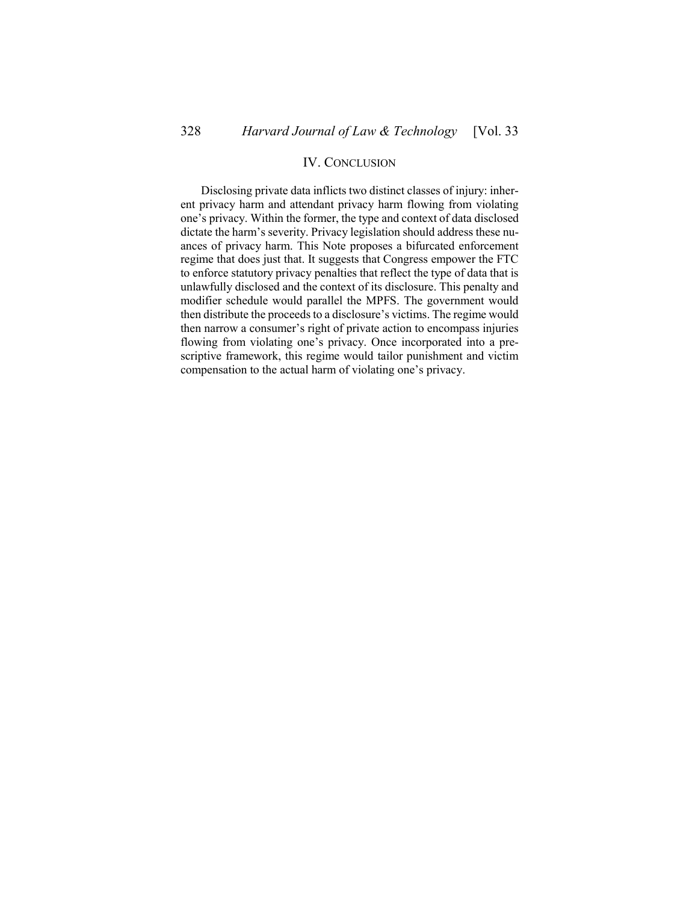## IV. CONCLUSION

Disclosing private data inflicts two distinct classes of injury: inherent privacy harm and attendant privacy harm flowing from violating one's privacy. Within the former, the type and context of data disclosed dictate the harm's severity. Privacy legislation should address these nuances of privacy harm. This Note proposes a bifurcated enforcement regime that does just that. It suggests that Congress empower the FTC to enforce statutory privacy penalties that reflect the type of data that is unlawfully disclosed and the context of its disclosure. This penalty and modifier schedule would parallel the MPFS. The government would then distribute the proceeds to a disclosure's victims. The regime would then narrow a consumer's right of private action to encompass injuries flowing from violating one's privacy. Once incorporated into a prescriptive framework, this regime would tailor punishment and victim compensation to the actual harm of violating one's privacy.